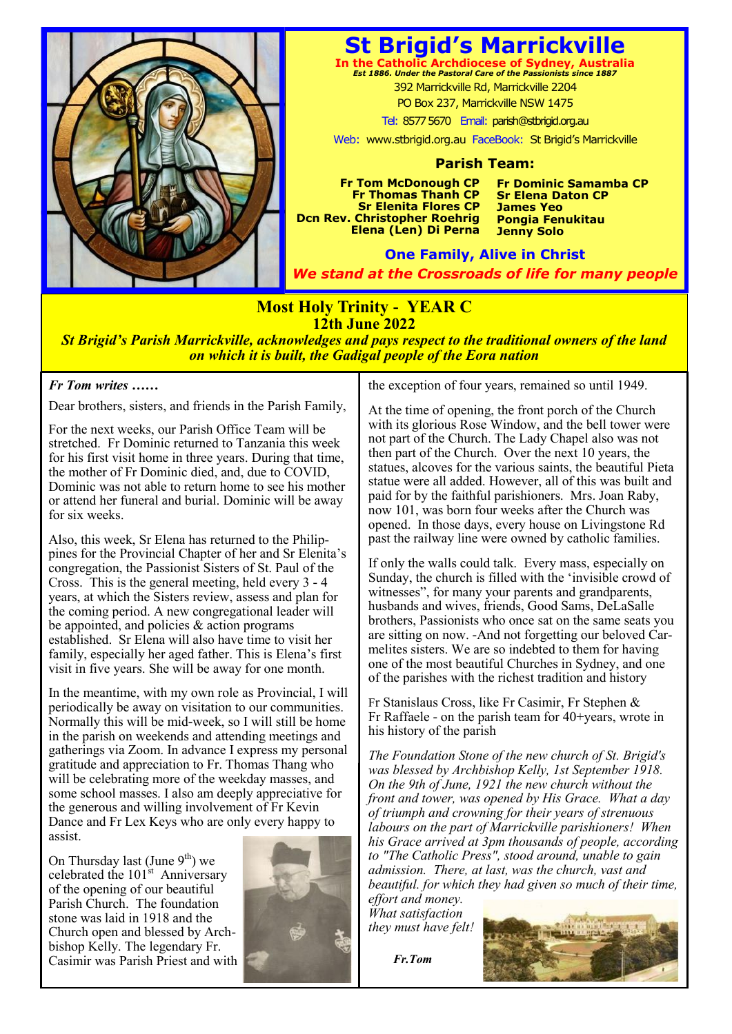# St Brigid's Marrickville

**In the Catholic Archdiocese of Sydney, Australia**

*Est 1886. Under the Pastoral Care of the Passionists since 1887*

392 Marrickville Rd, Marrickville 2204

PO Box 237, Marrickville NSW 1475

Tel: 8577 5670 Email: parish@stbrigid.org.au

Web: www.stbrigid.org.au FaceBook: St Brigid's Marrickville

## Parish Team:

**Fr Tom McDonough CP**
**Fr Thomas Thanh CP**
**Sr Elenita Flores CP**
**Dcn Rev. Christopher Roehrig**
**Elena (Len) Di Perna**
**Fr Dominic Samamba CP**
**Sr Elena Daton CP**
**James Yeo**
**Pongia Fenukitau**
**Jenny Solo**

**One Family, Alive in Christ**

***We stand at the Crossroads of life for many people***

## Most Holy Trinity - YEAR C

**12th June 2022**

***St Brigid's Parish Marrickville, acknowledges and pays respect to the traditional owners of the land on which it is built, the Gadigal people of the Eora nation***

***Fr Tom writes ……***

Dear brothers, sisters, and friends in the Parish Family,

For the next weeks, our Parish Office Team will be stretched. Fr Dominic returned to Tanzania this week for his first visit home in three years. During that time, the mother of Fr Dominic died, and, due to COVID, Dominic was not able to return home to see his mother or attend her funeral and burial. Dominic will be away for six weeks.

Also, this week, Sr Elena has returned to the Philippines for the Provincial Chapter of her and Sr Elenita's congregation, the Passionist Sisters of St. Paul of the Cross. This is the general meeting, held every 3 - 4 years, at which the Sisters review, assess and plan for the coming period. A new congregational leader will be appointed, and policies & action programs established. Sr Elena will also have time to visit her family, especially her aged father. This is Elena's first visit in five years. She will be away for one month.

In the meantime, with my own role as Provincial, I will periodically be away on visitation to our communities. Normally this will be mid-week, so I will still be home in the parish on weekends and attending meetings and gatherings via Zoom. In advance I express my personal gratitude and appreciation to Fr. Thomas Thang who will be celebrating more of the weekday masses, and some school masses. I also am deeply appreciative for the generous and willing involvement of Fr Kevin Dance and Fr Lex Keys who are only every happy to assist.

On Thursday last (June 9th) we celebrated the 101st Anniversary of the opening of our beautiful Parish Church. The foundation stone was laid in 1918 and the Church open and blessed by Archbishop Kelly. The legendary Fr. Casimir was Parish Priest and with the exception of four years, remained so until 1949.

At the time of opening, the front porch of the Church with its glorious Rose Window, and the bell tower were not part of the Church. The Lady Chapel also was not then part of the Church. Over the next 10 years, the statues, alcoves for the various saints, the beautiful Pieta statue were all added. However, all of this was built and paid for by the faithful parishioners. Mrs. Joan Raby, now 101, was born four weeks after the Church was opened. In those days, every house on Livingstone Rd past the railway line were owned by catholic families.

If only the walls could talk. Every mass, especially on Sunday, the church is filled with the 'invisible crowd of witnesses", for many your parents and grandparents, husbands and wives, friends, Good Sams, DeLaSalle brothers, Passionists who once sat on the same seats you are sitting on now. -And not forgetting our beloved Carmelites sisters. We are so indebted to them for having one of the most beautiful Churches in Sydney, and one of the parishes with the richest tradition and history

Fr Stanislaus Cross, like Fr Casimir, Fr Stephen & Fr Raffaele - on the parish team for 40+years, wrote in his history of the parish

*The Foundation Stone of the new church of St. Brigid's was blessed by Archbishop Kelly, 1st September 1918. On the 9th of June, 1921 the new church without the front and tower, was opened by His Grace. What a day of triumph and crowning for their years of strenuous labours on the part of Marrickville parishioners! When his Grace arrived at 3pm thousands of people, according to "The Catholic Press", stood around, unable to gain admission. There, at last, was the church, vast and beautiful. for which they had given so much of their time, effort and money. What satisfaction they must have felt!*

***Fr.Tom***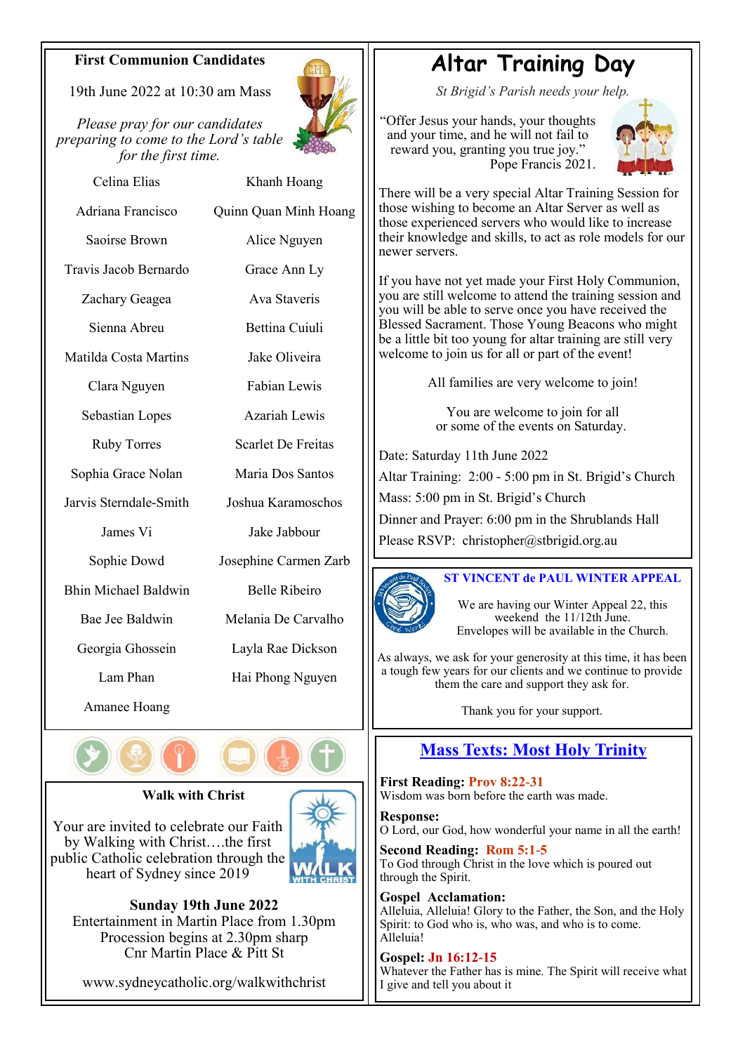## First Communion Candidates

19th June 2022 at 10:30 am Mass

*Please pray for our candidates preparing to come to the Lord's table for the first time.*

| | |
|---|---|
| Celina Elias | Khanh Hoang |
| Adriana Francisco | Quinn Quan Minh Hoang |
| Saoirse Brown | Alice Nguyen |
| Travis Jacob Bernardo | Grace Ann Ly |
| Zachary Geagea | Ava Staveris |
| Sienna Abreu | Bettina Cuiuli |
| Matilda Costa Martins | Jake Oliveira |
| Clara Nguyen | Fabian Lewis |
| Sebastian Lopes | Azariah Lewis |
| Ruby Torres | Scarlet De Freitas |
| Sophia Grace Nolan | Maria Dos Santos |
| Jarvis Sterndale-Smith | Joshua Karamoschos |
| James Vi | Jake Jabbour |
| Sophie Dowd | Josephine Carmen Zarb |
| Bhin Michael Baldwin | Belle Ribeiro |
| Bae Jee Baldwin | Melania De Carvalho |
| Georgia Ghossein | Layla Rae Dickson |
| Lam Phan | Hai Phong Nguyen |
| Amanee Hoang | |

## Walk with Christ

Your are invited to celebrate our Faith by Walking with Christ….the first public Catholic celebration through the heart of Sydney since 2019

**Sunday 19th June 2022**
Entertainment in Martin Place from 1.30pm
Procession begins at 2.30pm sharp
Cnr Martin Place & Pitt St

www.sydneycatholic.org/walkwithchrist

# Altar Training Day

*St Brigid's Parish needs your help.*

"Offer Jesus your hands, your thoughts and your time, and he will not fail to reward you, granting you true joy."
Pope Francis 2021.

There will be a very special Altar Training Session for those wishing to become an Altar Server as well as those experienced servers who would like to increase their knowledge and skills, to act as role models for our newer servers.

If you have not yet made your First Holy Communion, you are still welcome to attend the training session and you will be able to serve once you have received the Blessed Sacrament. Those Young Beacons who might be a little bit too young for altar training are still very welcome to join us for all or part of the event!

All families are very welcome to join!

You are welcome to join for all or some of the events on Saturday.

Date: Saturday 11th June 2022
Altar Training: 2:00 - 5:00 pm in St. Brigid's Church
Mass: 5:00 pm in St. Brigid's Church
Dinner and Prayer: 6:00 pm in the Shrublands Hall
Please RSVP: christopher@stbrigid.org.au

## ST VINCENT de PAUL WINTER APPEAL

We are having our Winter Appeal 22, this weekend the 11/12th June.
Envelopes will be available in the Church.

As always, we ask for your generosity at this time, it has been a tough few years for our clients and we continue to provide them the care and support they ask for.

Thank you for your support.

## Mass Texts: Most Holy Trinity

**First Reading: Prov 8:22-31**
Wisdom was born before the earth was made.

**Response:**
O Lord, our God, how wonderful your name in all the earth!

**Second Reading: Rom 5:1-5**
To God through Christ in the love which is poured out through the Spirit.

**Gospel Acclamation:**
Alleluia, Alleluia! Glory to the Father, the Son, and the Holy Spirit: to God who is, who was, and who is to come. Alleluia!

**Gospel: Jn 16:12-15**
Whatever the Father has is mine. The Spirit will receive what I give and tell you about it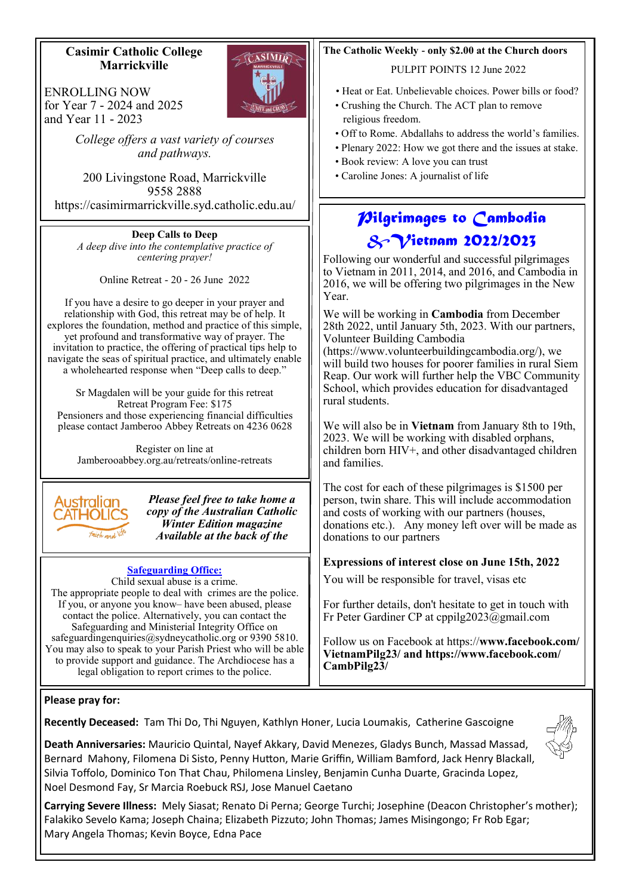## Casimir Catholic College Marrickville

ENROLLING NOW
for Year 7 - 2024 and 2025
and Year 11 - 2023

*College offers a vast variety of courses and pathways.*

200 Livingstone Road, Marrickville
9558 2888
https://casimirmarrickville.syd.catholic.edu.au/

---

**Deep Calls to Deep**

*A deep dive into the contemplative practice of centering prayer!*

Online Retreat - 20 - 26 June 2022

If you have a desire to go deeper in your prayer and relationship with God, this retreat may be of help. It explores the foundation, method and practice of this simple, yet profound and transformative way of prayer. The invitation to practice, the offering of practical tips help to navigate the seas of spiritual practice, and ultimately enable a wholehearted response when "Deep calls to deep."

Sr Magdalen will be your guide for this retreat
Retreat Program Fee: $175
Pensioners and those experiencing financial difficulties please contact Jamberoo Abbey Retreats on 4236 0628

Register on line at
Jamberooabbey.org.au/retreats/online-retreats

---

Australian CATHOLICS *faith and life*

***Please feel free to take home a copy of the Australian Catholic Winter Edition magazine Available at the back of the***

---

**Safeguarding Office:**

Child sexual abuse is a crime.
The appropriate people to deal with crimes are the police. If you, or anyone you know– have been abused, please contact the police. Alternatively, you can contact the Safeguarding and Ministerial Integrity Office on safeguardingenquiries@sydneycatholic.org or 9390 5810. You may also to speak to your Parish Priest who will be able to provide support and guidance. The Archdiocese has a legal obligation to report crimes to the police.

---

**The Catholic Weekly - only $2.00 at the Church doors**

PULPIT POINTS 12 June 2022

- Heat or Eat. Unbelievable choices. Power bills or food?
- Crushing the Church. The ACT plan to remove religious freedom.
- Off to Rome. Abdallahs to address the world's families.
- Plenary 2022: How we got there and the issues at stake.
- Book review: A love you can trust
- Caroline Jones: A journalist of life

---

## Pilgrimages to Cambodia & Vietnam 2022/2023

Following our wonderful and successful pilgrimages to Vietnam in 2011, 2014, and 2016, and Cambodia in 2016, we will be offering two pilgrimages in the New Year.

We will be working in **Cambodia** from December 28th 2022, until January 5th, 2023. With our partners, Volunteer Building Cambodia (https://www.volunteerbuildingcambodia.org/), we will build two houses for poorer families in rural Siem Reap. Our work will further help the VBC Community School, which provides education for disadvantaged rural students.

We will also be in **Vietnam** from January 8th to 19th, 2023. We will be working with disabled orphans, children born HIV+, and other disadvantaged children and families.

The cost for each of these pilgrimages is $1500 per person, twin share. This will include accommodation and costs of working with our partners (houses, donations etc.). Any money left over will be made as donations to our partners

**Expressions of interest close on June 15th, 2022**

You will be responsible for travel, visas etc

For further details, don't hesitate to get in touch with Fr Peter Gardiner CP at cppilg2023@gmail.com

Follow us on Facebook at https://**www.facebook.com/VietnamPilg23/ and https://www.facebook.com/CambPilg23/**

---

**Please pray for:**

**Recently Deceased:** Tam Thi Do, Thi Nguyen, Kathlyn Honer, Lucia Loumakis, Catherine Gascoigne

**Death Anniversaries:** Mauricio Quintal, Nayef Akkary, David Menezes, Gladys Bunch, Massad Massad, Bernard Mahony, Filomena Di Sisto, Penny Hutton, Marie Griffin, William Bamford, Jack Henry Blackall, Silvia Toffolo, Dominico Ton That Chau, Philomena Linsley, Benjamin Cunha Duarte, Gracinda Lopez, Noel Desmond Fay, Sr Marcia Roebuck RSJ, Jose Manuel Caetano

**Carrying Severe Illness:** Mely Siasat; Renato Di Perna; George Turchi; Josephine (Deacon Christopher's mother); Falakiko Sevelo Kama; Joseph Chaina; Elizabeth Pizzuto; John Thomas; James Misingongo; Fr Rob Egar; Mary Angela Thomas; Kevin Boyce, Edna Pace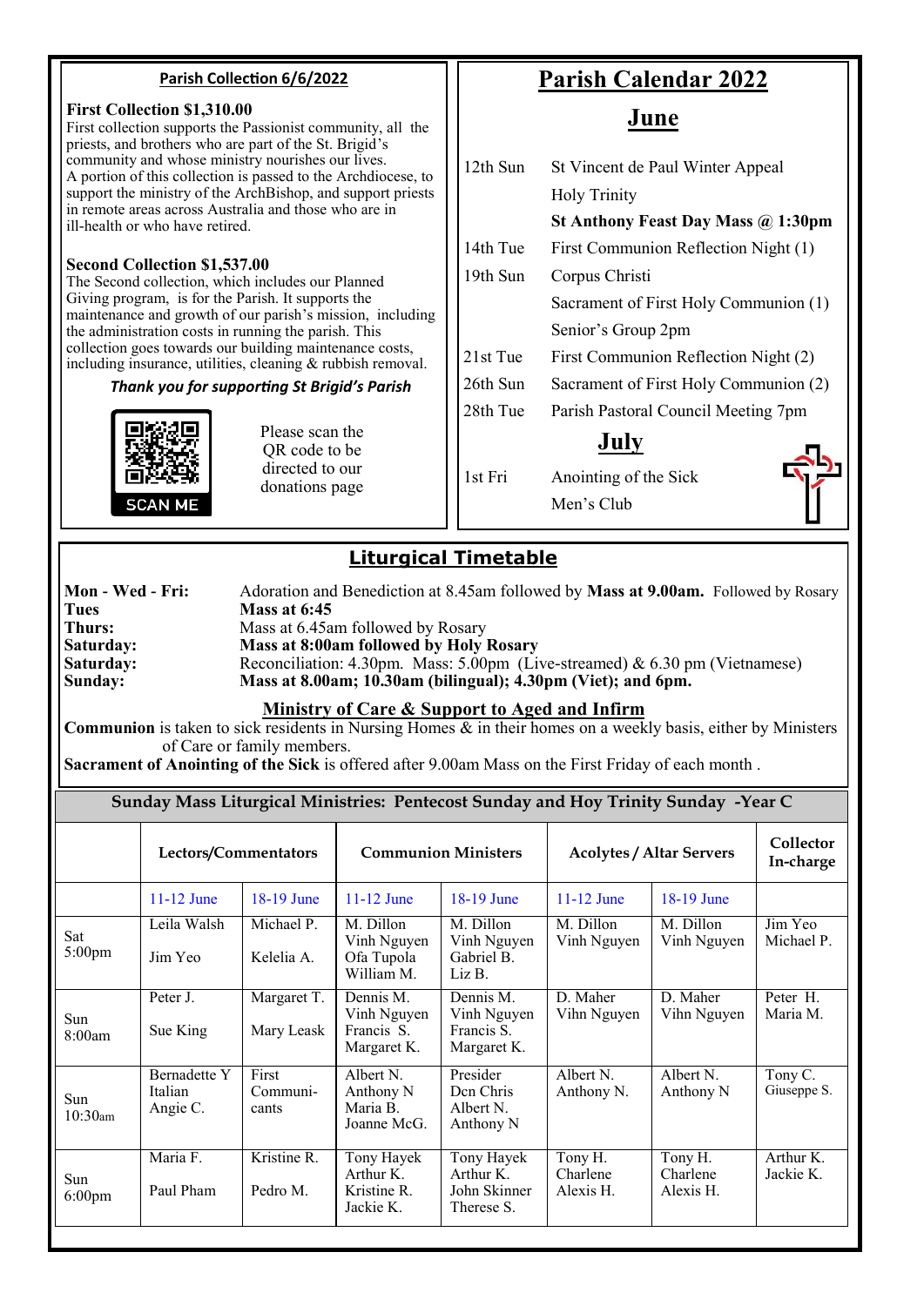## Parish Collection 6/6/2022

**First Collection $1,310.00**
First collection supports the Passionist community, all the priests, and brothers who are part of the St. Brigid's community and whose ministry nourishes our lives. A portion of this collection is passed to the Archdiocese, to support the ministry of the ArchBishop, and support priests in remote areas across Australia and those who are in ill-health or who have retired.

**Second Collection $1,537.00**
The Second collection, which includes our Planned Giving program, is for the Parish. It supports the maintenance and growth of our parish's mission, including the administration costs in running the parish. This collection goes towards our building maintenance costs, including insurance, utilities, cleaning & rubbish removal.

***Thank you for supporting St Brigid's Parish***

SCAN ME

Please scan the QR code to be directed to our donations page

# Parish Calendar 2022

## June

| | |
|---|---|
| 12th Sun | St Vincent de Paul Winter Appeal |
| | Holy Trinity |
| | **St Anthony Feast Day Mass @ 1:30pm** |
| 14th Tue | First Communion Reflection Night (1) |
| 19th Sun | Corpus Christi |
| | Sacrament of First Holy Communion (1) |
| | Senior's Group 2pm |
| 21st Tue | First Communion Reflection Night (2) |
| 26th Sun | Sacrament of First Holy Communion (2) |
| 28th Tue | Parish Pastoral Council Meeting 7pm |

## July

| | |
|---|---|
| 1st Fri | Anointing of the Sick |
| | Men's Club |

## Liturgical Timetable

| | |
|---|---|
| **Mon - Wed - Fri:** | Adoration and Benediction at 8.45am followed by **Mass at 9.00am.** Followed by Rosary |
| **Tues** | **Mass at 6:45** |
| **Thurs:** | Mass at 6.45am followed by Rosary |
| **Saturday:** | **Mass at 8:00am followed by Holy Rosary** |
| **Saturday:** | Reconciliation: 4.30pm. Mass: 5.00pm (Live-streamed) & 6.30 pm (Vietnamese) |
| **Sunday:** | **Mass at 8.00am; 10.30am (bilingual); 4.30pm (Viet); and 6pm.** |

### Ministry of Care & Support to Aged and Infirm

**Communion** is taken to sick residents in Nursing Homes & in their homes on a weekly basis, either by Ministers of Care or family members.

**Sacrament of Anointing of the Sick** is offered after 9.00am Mass on the First Friday of each month .

### Sunday Mass Liturgical Ministries: Pentecost Sunday and Hoy Trinity Sunday -Year C

| | Lectors/Commentators | | Communion Ministers | | Acolytes / Altar Servers | | Collector In-charge |
|---|---|---|---|---|---|---|---|
| | 11-12 June | 18-19 June | 11-12 June | 18-19 June | 11-12 June | 18-19 June | |
| Sat 5:00pm | Leila Walsh<br>Jim Yeo | Michael P.<br>Kelelia A. | M. Dillon<br>Vinh Nguyen<br>Ofa Tupola<br>William M. | M. Dillon<br>Vinh Nguyen<br>Gabriel B.<br>Liz B. | M. Dillon<br>Vinh Nguyen | M. Dillon<br>Vinh Nguyen | Jim Yeo<br>Michael P. |
| Sun 8:00am | Peter J.<br>Sue King | Margaret T.<br>Mary Leask | Dennis M.<br>Vinh Nguyen<br>Francis S.<br>Margaret K. | Dennis M.<br>Vinh Nguyen<br>Francis S.<br>Margaret K. | D. Maher<br>Vihn Nguyen | D. Maher<br>Vihn Nguyen | Peter H.<br>Maria M. |
| Sun 10:30am | Bernadette Y<br>Italian<br>Angie C. | First Communicants | Albert N.<br>Anthony N<br>Maria B.<br>Joanne McG. | Presider<br>Dcn Chris<br>Albert N.<br>Anthony N | Albert N.<br>Anthony N. | Albert N.<br>Anthony N | Tony C.<br>Giuseppe S. |
| Sun 6:00pm | Maria F.<br>Paul Pham | Kristine R.<br>Pedro M. | Tony Hayek<br>Arthur K.<br>Kristine R.<br>Jackie K. | Tony Hayek<br>Arthur K.<br>John Skinner<br>Therese S. | Tony H.<br>Charlene<br>Alexis H. | Tony H.<br>Charlene<br>Alexis H. | Arthur K.<br>Jackie K. |